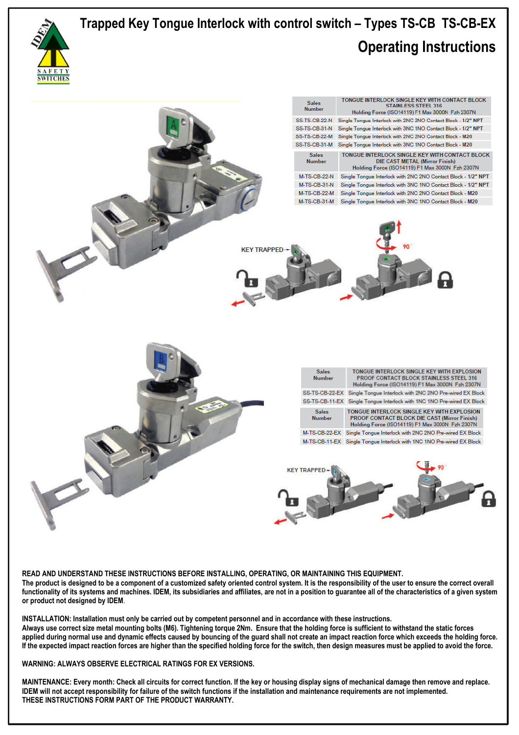# Trapped Key Tongue Interlock with control switch – Types TS-CB TS-CB-EX

## Operating Instructions

| Sales Number | TONGUE INTERLOCK SINGLE KEY WITH CONTACT BLOCK STAINLESS STEEL 316 Holding Force (ISO14119) F1 Max 3000N Fzh 2307N |
|---|---|
| SS-TS-CB-22-N | Single Tongue Interlock with 2NC 2NO Contact Block - 1/2" NPT |
| SS-TS-CB-31-N | Single Tongue Interlock with 3NC 1NO Contact Block - 1/2" NPT |
| SS-TS-CB-22-M | Single Tongue Interlock with 2NC 2NO Contact Block - M20 |
| SS-TS-CB-31-M | Single Tongue Interlock with 3NC 1NO Contact Block - M20 |

| Sales Number | TONGUE INTERLOCK SINGLE KEY WITH CONTACT BLOCK DIE CAST METAL (Mirror Finish) Holding Force (ISO14119) F1 Max 3000N Fzh 2307N |
|---|---|
| M-TS-CB-22-N | Single Tongue Interlock with 2NC 2NO Contact Block - 1/2" NPT |
| M-TS-CB-31-N | Single Tongue Interlock with 3NC 1NO Contact Block - 1/2" NPT |
| M-TS-CB-22-M | Single Tongue Interlock with 2NC 2NO Contact Block - M20 |
| M-TS-CB-31-M | Single Tongue Interlock with 3NC 1NO Contact Block - M20 |

KEY TRAPPED

90°

| Sales Number | TONGUE INTERLOCK SINGLE KEY WITH EXPLOSION PROOF CONTACT BLOCK STAINLESS STEEL 316 Holding Force (ISO14119) F1 Max 3000N Fzh 2307N |
|---|---|
| SS-TS-CB-22-EX | Single Tongue Interlock with 2NC 2NO Pre-wired EX Block |
| SS-TS-CB-11-EX | Single Tongue Interlock with 1NC 1NO Pre-wired EX Block |

| Sales Number | TONGUE INTERLOCK SINGLE KEY WITH EXPLOSION PROOF CONTACT BLOCK DIE CAST (Mirror Finish) Holding Force (ISO14119) F1 Max 3000N Fzh 2307N |
|---|---|
| M-TS-CB-22-EX | Single Tongue Interlock with 2NC 2NO Pre-wired EX Block |
| M-TS-CB-11-EX | Single Tongue Interlock with 1NC 1NO Pre-wired EX Block |

KEY TRAPPED

90°

**READ AND UNDERSTAND THESE INSTRUCTIONS BEFORE INSTALLING, OPERATING, OR MAINTAINING THIS EQUIPMENT.**
The product is designed to be a component of a customized safety oriented control system. It is the responsibility of the user to ensure the correct overall functionality of its systems and machines. IDEM, its subsidiaries and affiliates, are not in a position to guarantee all of the characteristics of a given system or product not designed by IDEM.

**INSTALLATION:** Installation must only be carried out by competent personnel and in accordance with these instructions.
Always use correct size metal mounting bolts (M6). Tightening torque 2Nm. Ensure that the holding force is sufficient to withstand the static forces applied during normal use and dynamic effects caused by bouncing of the guard shall not create an impact reaction force which exceeds the holding force. If the expected impact reaction forces are higher than the specified holding force for the switch, then design measures must be applied to avoid the force.

**WARNING: ALWAYS OBSERVE ELECTRICAL RATINGS FOR EX VERSIONS.**

**MAINTENANCE:** Every month: Check all circuits for correct function. If the key or housing display signs of mechanical damage then remove and replace.
IDEM will not accept responsibility for failure of the switch functions if the installation and maintenance requirements are not implemented.
**THESE INSTRUCTIONS FORM PART OF THE PRODUCT WARRANTY.**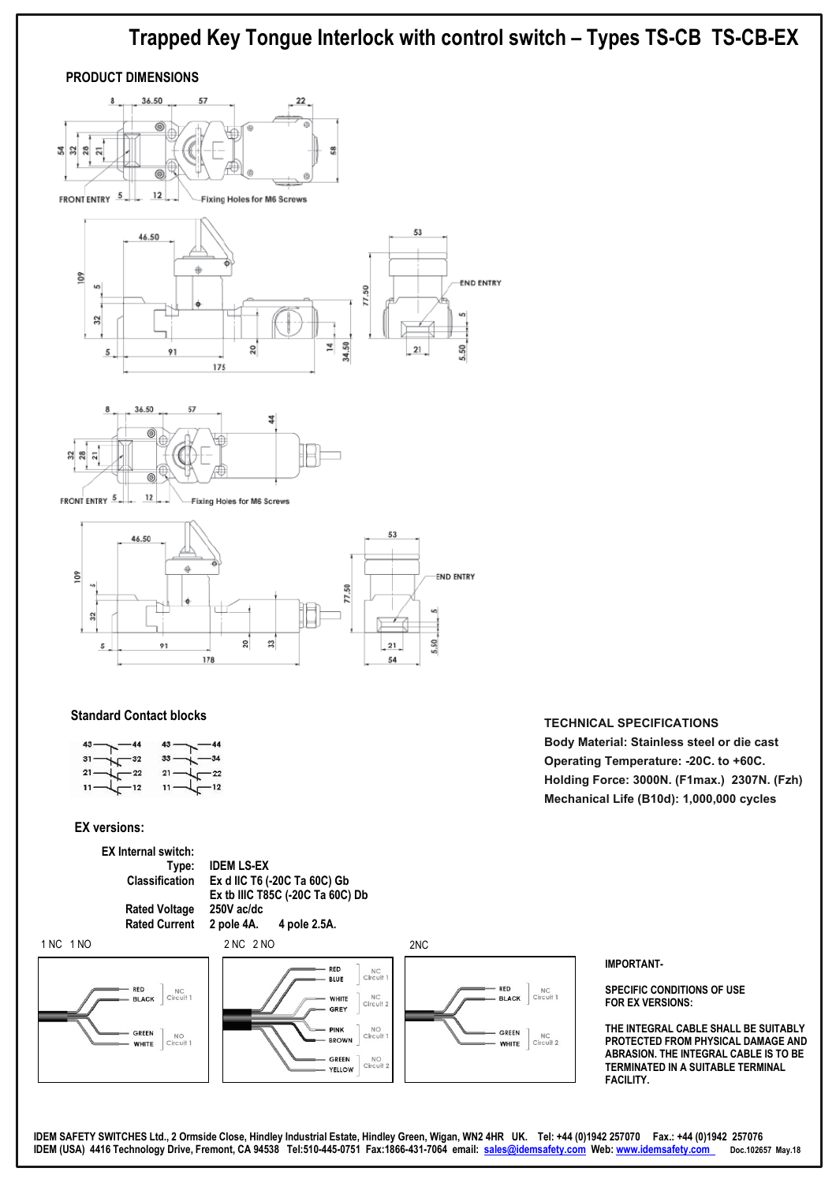# Trapped Key Tongue Interlock with control switch – Types TS-CB TS-CB-EX

## PRODUCT DIMENSIONS

8
36.50
57
22
54
32
28
21
58
FRONT ENTRY
5
12
Fixing Holes for M6 Screws

46.50
109
5
32
5
91
20
14
34.50
175
53
77.50
END ENTRY
5
21
5.50

8
36.50
57
44
32
28
21
FRONT ENTRY
5
12
Fixing Holes for M6 Screws

46.50
109
5
32
5
91
20
33
178
53
77.50
END ENTRY
5
21
5.50
54

## Standard Contact blocks

43 — 44
31 — 32
21 — 22
11 — 12

43 — 44
33 — 34
21 — 22
11 — 12

## TECHNICAL SPECIFICATIONS

**Body Material: Stainless steel or die cast**
**Operating Temperature: -20C. to +60C.**
**Holding Force: 3000N. (F1max.) 2307N. (Fzh)**
**Mechanical Life (B10d): 1,000,000 cycles**

## EX versions:

| | |
|---|---|
| **EX Internal switch:** | |
| **Type:** | **IDEM LS-EX** |
| **Classification** | **Ex d IIC T6 (-20C Ta 60C) Gb** |
| | **Ex tb IIIC T85C (-20C Ta 60C) Db** |
| **Rated Voltage** | **250V ac/dc** |
| **Rated Current** | **2 pole 4A. 4 pole 2.5A.** |

1 NC 1 NO

RED, BLACK — NC Circuit 1
GREEN, WHITE — NO Circuit 1

2 NC 2 NO

RED, BLUE — NC Circuit 1
WHITE, GREY — NC Circuit 2
PINK, BROWN — NO Circuit 1
GREEN, YELLOW — NO Circuit 2

2NC

RED, BLACK — NC Circuit 1
GREEN, WHITE — NC Circuit 2

**IMPORTANT-**

**SPECIFIC CONDITIONS OF USE FOR EX VERSIONS:**

**THE INTEGRAL CABLE SHALL BE SUITABLY PROTECTED FROM PHYSICAL DAMAGE AND ABRASION. THE INTEGRAL CABLE IS TO BE TERMINATED IN A SUITABLE TERMINAL FACILITY.**

**IDEM SAFETY SWITCHES Ltd., 2 Ormside Close, Hindley Industrial Estate, Hindley Green, Wigan, WN2 4HR UK. Tel: +44 (0)1942 257070 Fax.: +44 (0)1942 257076**
**IDEM (USA) 4416 Technology Drive, Fremont, CA 94538 Tel:510-445-0751 Fax:1866-431-7064 email: sales@idemsafety.com Web: www.idemsafety.com Doc.102657 May.18**